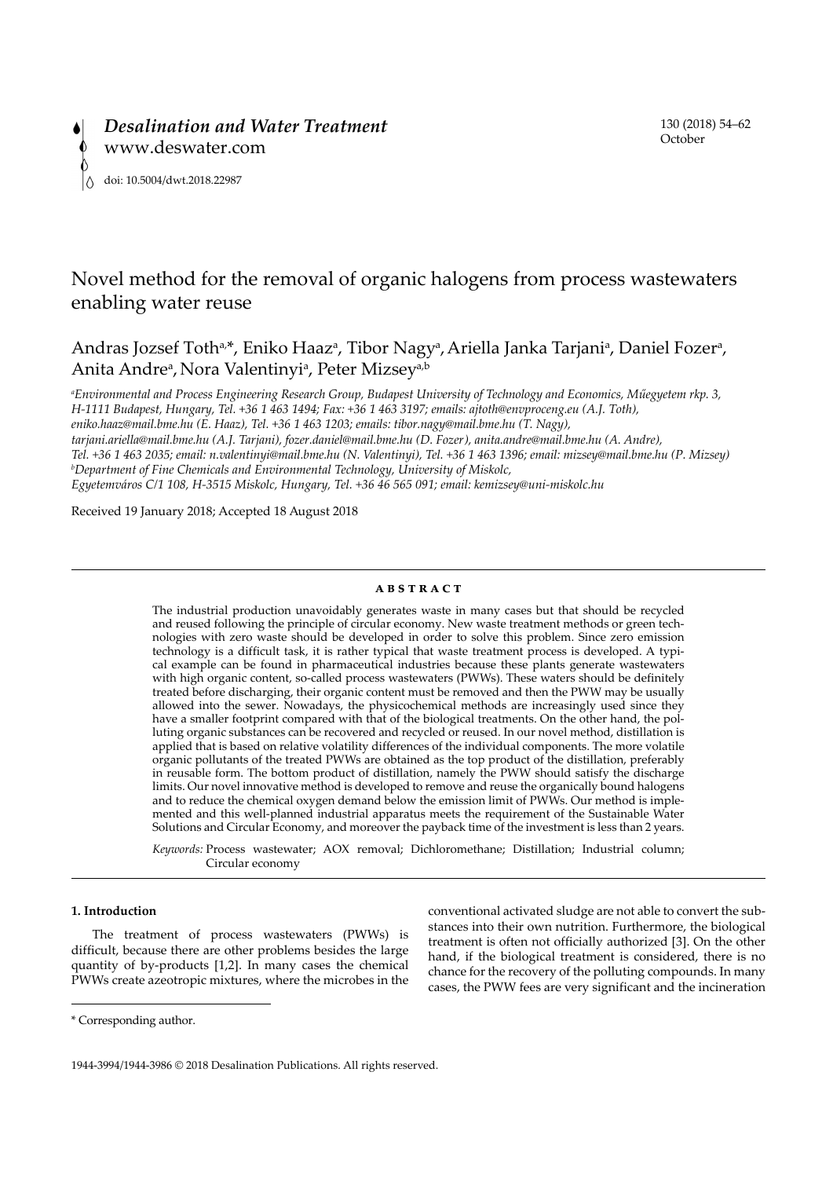*Desalination and Water Treatment*
www.deswater.com

doi: 10.5004/dwt.2018.22987

# Novel method for the removal of organic halogens from process wastewaters enabling water reuse

Andras Jozsef Toth[a,*], Eniko Haaz[a], Tibor Nagy[a], Ariella Janka Tarjani[a], Daniel Fozer[a], Anita Andre[a], Nora Valentinyi[a], Peter Mizsey[a,b]

[a]*Environmental and Process Engineering Research Group, Budapest University of Technology and Economics, Műegyetem rkp. 3, H-1111 Budapest, Hungary, Tel. +36 1 463 1494; Fax: +36 1 463 3197; emails: ajtoth@envproceng.eu (A.J. Toth), eniko.haaz@mail.bme.hu (E. Haaz), Tel. +36 1 463 1203; emails: tibor.nagy@mail.bme.hu (T. Nagy), tarjani.ariella@mail.bme.hu (A.J. Tarjani), fozer.daniel@mail.bme.hu (D. Fozer), anita.andre@mail.bme.hu (A. Andre), Tel. +36 1 463 2035; email: n.valentinyi@mail.bme.hu (N. Valentinyi), Tel. +36 1 463 1396; email: mizsey@mail.bme.hu (P. Mizsey)*
[b]*Department of Fine Chemicals and Environmental Technology, University of Miskolc, Egyetemváros C/1 108, H-3515 Miskolc, Hungary, Tel. +36 46 565 091; email: kemizsey@uni-miskolc.hu*

Received 19 January 2018; Accepted 18 August 2018

## ABSTRACT

The industrial production unavoidably generates waste in many cases but that should be recycled and reused following the principle of circular economy. New waste treatment methods or green technologies with zero waste should be developed in order to solve this problem. Since zero emission technology is a difficult task, it is rather typical that waste treatment process is developed. A typical example can be found in pharmaceutical industries because these plants generate wastewaters with high organic content, so-called process wastewaters (PWWs). These waters should be definitely treated before discharging, their organic content must be removed and then the PWW may be usually allowed into the sewer. Nowadays, the physicochemical methods are increasingly used since they have a smaller footprint compared with that of the biological treatments. On the other hand, the polluting organic substances can be recovered and recycled or reused. In our novel method, distillation is applied that is based on relative volatility differences of the individual components. The more volatile organic pollutants of the treated PWWs are obtained as the top product of the distillation, preferably in reusable form. The bottom product of distillation, namely the PWW should satisfy the discharge limits. Our novel innovative method is developed to remove and reuse the organically bound halogens and to reduce the chemical oxygen demand below the emission limit of PWWs. Our method is implemented and this well-planned industrial apparatus meets the requirement of the Sustainable Water Solutions and Circular Economy, and moreover the payback time of the investment is less than 2 years.

*Keywords:* Process wastewater; AOX removal; Dichloromethane; Distillation; Industrial column; Circular economy

## 1. Introduction

The treatment of process wastewaters (PWWs) is difficult, because there are other problems besides the large quantity of by-products [1,2]. In many cases the chemical PWWs create azeotropic mixtures, where the microbes in the conventional activated sludge are not able to convert the substances into their own nutrition. Furthermore, the biological treatment is often not officially authorized [3]. On the other hand, if the biological treatment is considered, there is no chance for the recovery of the polluting compounds. In many cases, the PWW fees are very significant and the incineration

\* Corresponding author.

1944-3994/1944-3986 © 2018 Desalination Publications. All rights reserved.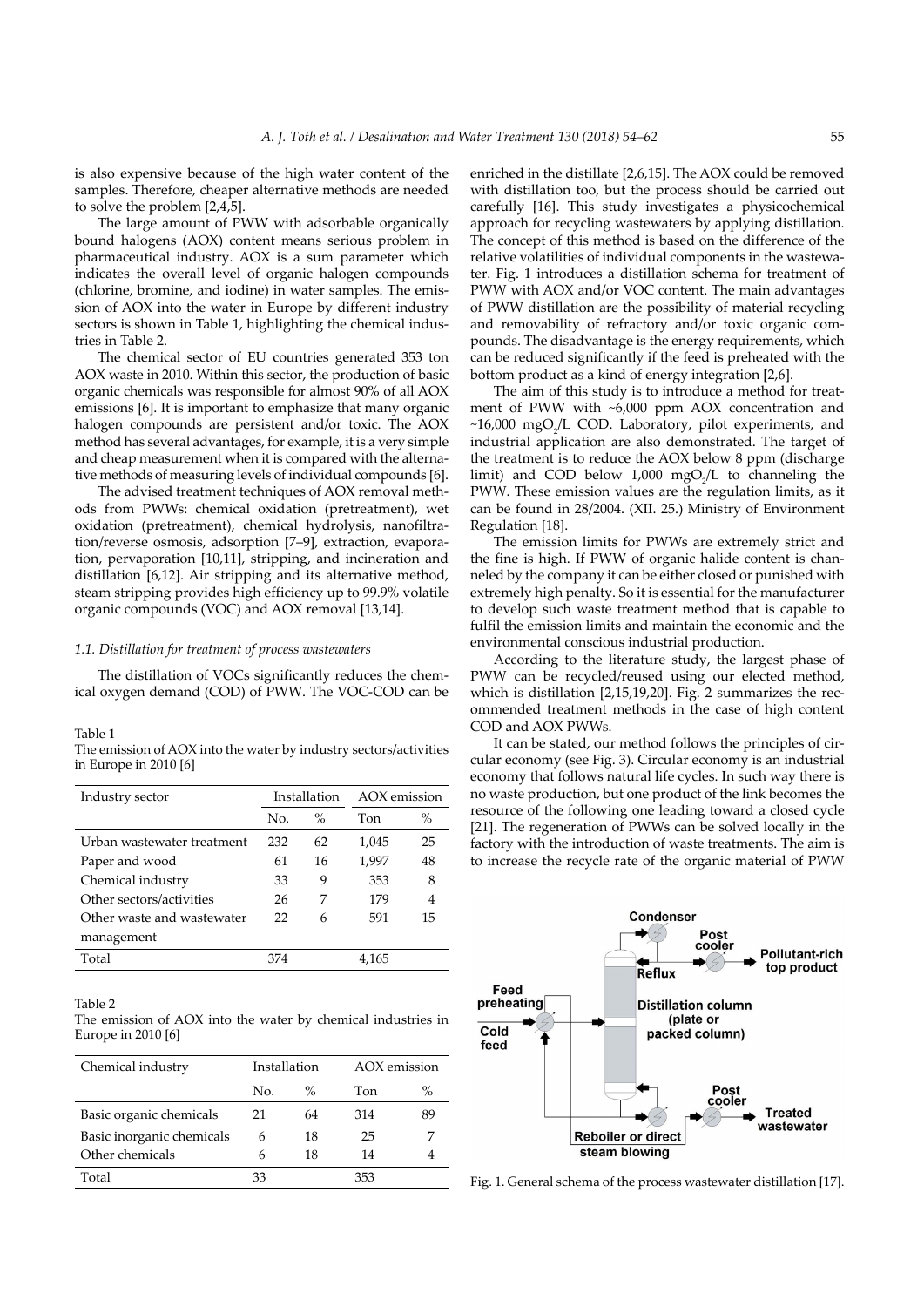is also expensive because of the high water content of the samples. Therefore, cheaper alternative methods are needed to solve the problem [2,4,5].

The large amount of PWW with adsorbable organically bound halogens (AOX) content means serious problem in pharmaceutical industry. AOX is a sum parameter which indicates the overall level of organic halogen compounds (chlorine, bromine, and iodine) in water samples. The emission of AOX into the water in Europe by different industry sectors is shown in Table 1, highlighting the chemical industries in Table 2.

The chemical sector of EU countries generated 353 ton AOX waste in 2010. Within this sector, the production of basic organic chemicals was responsible for almost 90% of all AOX emissions [6]. It is important to emphasize that many organic halogen compounds are persistent and/or toxic. The AOX method has several advantages, for example, it is a very simple and cheap measurement when it is compared with the alternative methods of measuring levels of individual compounds [6].

The advised treatment techniques of AOX removal methods from PWWs: chemical oxidation (pretreatment), wet oxidation (pretreatment), chemical hydrolysis, nanofiltration/reverse osmosis, adsorption [7–9], extraction, evaporation, pervaporation [10,11], stripping, and incineration and distillation [6,12]. Air stripping and its alternative method, steam stripping provides high efficiency up to 99.9% volatile organic compounds (VOC) and AOX removal [13,14].

### *1.1. Distillation for treatment of process wastewaters*

The distillation of VOCs significantly reduces the chemical oxygen demand (COD) of PWW. The VOC-COD can be enriched in the distillate [2,6,15]. The AOX could be removed with distillation too, but the process should be carried out carefully [16]. This study investigates a physicochemical approach for recycling wastewaters by applying distillation. The concept of this method is based on the difference of the relative volatilities of individual components in the wastewater. Fig. 1 introduces a distillation schema for treatment of PWW with AOX and/or VOC content. The main advantages of PWW distillation are the possibility of material recycling and removability of refractory and/or toxic organic compounds. The disadvantage is the energy requirements, which can be reduced significantly if the feed is preheated with the bottom product as a kind of energy integration [2,6].

The aim of this study is to introduce a method for treatment of PWW with ~6,000 ppm AOX concentration and ~16,000 $mgO_2/L$ COD. Laboratory, pilot experiments, and industrial application are also demonstrated. The target of the treatment is to reduce the AOX below 8 ppm (discharge limit) and COD below 1,000 $mgO_2/L$ to channeling the PWW. These emission values are the regulation limits, as it can be found in 28/2004. (XII. 25.) Ministry of Environment Regulation [18].

The emission limits for PWWs are extremely strict and the fine is high. If PWW of organic halide content is channeled by the company it can be either closed or punished with extremely high penalty. So it is essential for the manufacturer to develop such waste treatment method that is capable to fulfil the emission limits and maintain the economic and the environmental conscious industrial production.

According to the literature study, the largest phase of PWW can be recycled/reused using our elected method, which is distillation [2,15,19,20]. Fig. 2 summarizes the recommended treatment methods in the case of high content COD and AOX PWWs.

It can be stated, our method follows the principles of circular economy (see Fig. 3). Circular economy is an industrial economy that follows natural life cycles. In such way there is no waste production, but one product of the link becomes the resource of the following one leading toward a closed cycle [21]. The regeneration of PWWs can be solved locally in the factory with the introduction of waste treatments. The aim is to increase the recycle rate of the organic material of PWW

Table 1
The emission of AOX into the water by industry sectors/activities in Europe in 2010 [6]

| Industry sector | Installation | | AOX emission | |
|---|---|---|---|---|
| | No. | % | Ton | % |
| Urban wastewater treatment | 232 | 62 | 1,045 | 25 |
| Paper and wood | 61 | 16 | 1,997 | 48 |
| Chemical industry | 33 | 9 | 353 | 8 |
| Other sectors/activities | 26 | 7 | 179 | 4 |
| Other waste and wastewater management | 22 | 6 | 591 | 15 |
| Total | 374 | | 4,165 | |

Table 2
The emission of AOX into the water by chemical industries in Europe in 2010 [6]

| Chemical industry | Installation | | AOX emission | |
|---|---|---|---|---|
| | No. | % | Ton | % |
| Basic organic chemicals | 21 | 64 | 314 | 89 |
| Basic inorganic chemicals | 6 | 18 | 25 | 7 |
| Other chemicals | 6 | 18 | 14 | 4 |
| Total | 33 | | 353 | |

Fig. 1. General schema of the process wastewater distillation [17].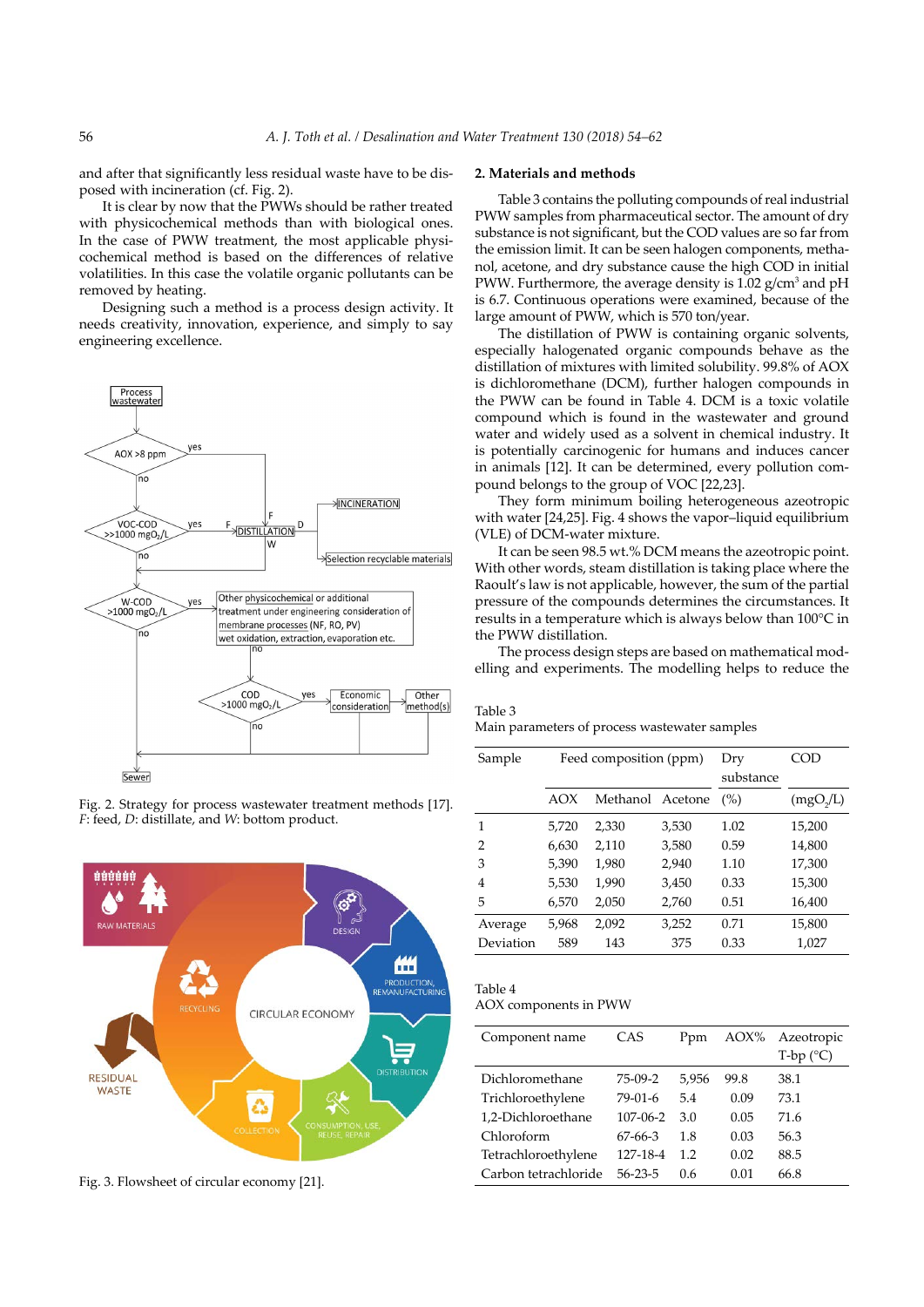and after that significantly less residual waste have to be disposed with incineration (cf. Fig. 2).

It is clear by now that the PWWs should be rather treated with physicochemical methods than with biological ones. In the case of PWW treatment, the most applicable physicochemical method is based on the differences of relative volatilities. In this case the volatile organic pollutants can be removed by heating.

Designing such a method is a process design activity. It needs creativity, innovation, experience, and simply to say engineering excellence.

Fig. 2. Strategy for process wastewater treatment methods [17]. *F*: feed, *D*: distillate, and *W*: bottom product.

Fig. 3. Flowsheet of circular economy [21].

## 2. Materials and methods

Table 3 contains the polluting compounds of real industrial PWW samples from pharmaceutical sector. The amount of dry substance is not significant, but the COD values are so far from the emission limit. It can be seen halogen components, methanol, acetone, and dry substance cause the high COD in initial PWW. Furthermore, the average density is 1.02 g/cm$^3$ and pH is 6.7. Continuous operations were examined, because of the large amount of PWW, which is 570 ton/year.

The distillation of PWW is containing organic solvents, especially halogenated organic compounds behave as the distillation of mixtures with limited solubility. 99.8% of AOX is dichloromethane (DCM), further halogen compounds in the PWW can be found in Table 4. DCM is a toxic volatile compound which is found in the wastewater and ground water and widely used as a solvent in chemical industry. It is potentially carcinogenic for humans and induces cancer in animals [12]. It can be determined, every pollution compound belongs to the group of VOC [22,23].

They form minimum boiling heterogeneous azeotropic with water [24,25]. Fig. 4 shows the vapor–liquid equilibrium (VLE) of DCM-water mixture.

It can be seen 98.5 wt.% DCM means the azeotropic point. With other words, steam distillation is taking place where the Raoult's law is not applicable, however, the sum of the partial pressure of the compounds determines the circumstances. It results in a temperature which is always below than 100°C in the PWW distillation.

The process design steps are based on mathematical modelling and experiments. The modelling helps to reduce the

Table 3
Main parameters of process wastewater samples

| Sample | Feed composition (ppm) | | | Dry substance | COD |
|---|---|---|---|---|---|
| | AOX | Methanol | Acetone | (%) | (mgO$_2$/L) |
| 1 | 5,720 | 2,330 | 3,530 | 1.02 | 15,200 |
| 2 | 6,630 | 2,110 | 3,580 | 0.59 | 14,800 |
| 3 | 5,390 | 1,980 | 2,940 | 1.10 | 17,300 |
| 4 | 5,530 | 1,990 | 3,450 | 0.33 | 15,300 |
| 5 | 6,570 | 2,050 | 2,760 | 0.51 | 16,400 |
| Average | 5,968 | 2,092 | 3,252 | 0.71 | 15,800 |
| Deviation | 589 | 143 | 375 | 0.33 | 1,027 |

Table 4
AOX components in PWW

| Component name | CAS | Ppm | AOX% | Azeotropic T-bp (°C) |
|---|---|---|---|---|
| Dichloromethane | 75-09-2 | 5,956 | 99.8 | 38.1 |
| Trichloroethylene | 79-01-6 | 5.4 | 0.09 | 73.1 |
| 1,2-Dichloroethane | 107-06-2 | 3.0 | 0.05 | 71.6 |
| Chloroform | 67-66-3 | 1.8 | 0.03 | 56.3 |
| Tetrachloroethylene | 127-18-4 | 1.2 | 0.02 | 88.5 |
| Carbon tetrachloride | 56-23-5 | 0.6 | 0.01 | 66.8 |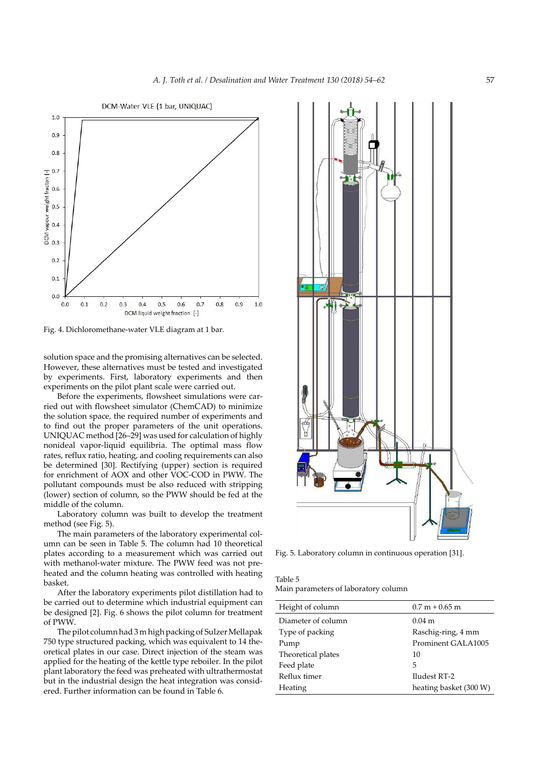Fig. 4. Dichloromethane-water VLE diagram at 1 bar.

solution space and the promising alternatives can be selected. However, these alternatives must be tested and investigated by experiments. First, laboratory experiments and then experiments on the pilot plant scale were carried out.

Before the experiments, flowsheet simulations were carried out with flowsheet simulator (ChemCAD) to minimize the solution space, the required number of experiments and to find out the proper parameters of the unit operations. UNIQUAC method [26–29] was used for calculation of highly nonideal vapor-liquid equilibria. The optimal mass flow rates, reflux ratio, heating, and cooling requirements can also be determined [30]. Rectifying (upper) section is required for enrichment of AOX and other VOC-COD in PWW. The pollutant compounds must be also reduced with stripping (lower) section of column, so the PWW should be fed at the middle of the column.

Laboratory column was built to develop the treatment method (see Fig. 5).

The main parameters of the laboratory experimental column can be seen in Table 5. The column had 10 theoretical plates according to a measurement which was carried out with methanol-water mixture. The PWW feed was not preheated and the column heating was controlled with heating basket.

After the laboratory experiments pilot distillation had to be carried out to determine which industrial equipment can be designed [2]. Fig. 6 shows the pilot column for treatment of PWW.

The pilot column had 3 m high packing of Sulzer Mellapak 750 type structured packing, which was equivalent to 14 theoretical plates in our case. Direct injection of the steam was applied for the heating of the kettle type reboiler. In the pilot plant laboratory the feed was preheated with ultrathermostat but in the industrial design the heat integration was considered. Further information can be found in Table 6.

Fig. 5. Laboratory column in continuous operation [31].

Table 5
Main parameters of laboratory column

| Height of column | 0.7 m + 0.65 m |
|---|---|
| Diameter of column | 0.04 m |
| Type of packing | Raschig-ring, 4 mm |
| Pump | Prominent GALA1005 |
| Theoretical plates | 10 |
| Feed plate | 5 |
| Reflux timer | Iludest RT-2 |
| Heating | heating basket (300 W) |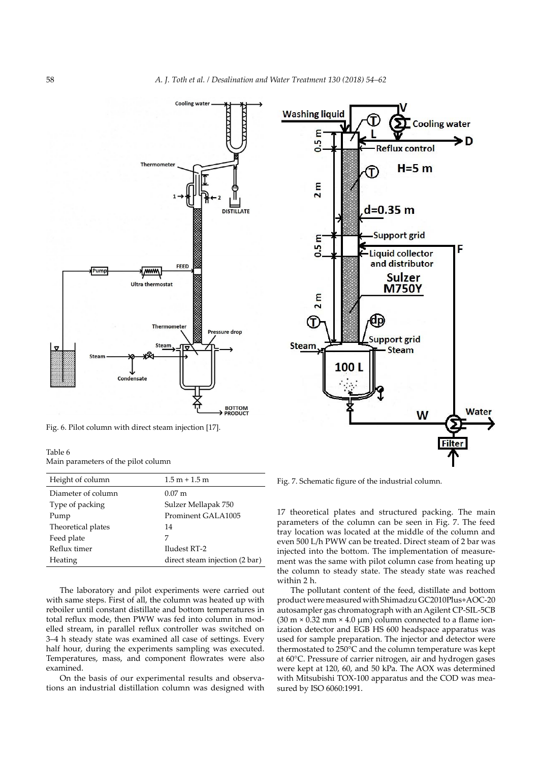Fig. 6. Pilot column with direct steam injection [17].

Table 6
Main parameters of the pilot column

| Height of column | 1.5 m + 1.5 m |
|---|---|
| Diameter of column | 0.07 m |
| Type of packing | Sulzer Mellapak 750 |
| Pump | Prominent GALA1005 |
| Theoretical plates | 14 |
| Feed plate | 7 |
| Reflux timer | Iludest RT-2 |
| Heating | direct steam injection (2 bar) |

The laboratory and pilot experiments were carried out with same steps. First of all, the column was heated up with reboiler until constant distillate and bottom temperatures in total reflux mode, then PWW was fed into column in modelled stream, in parallel reflux controller was switched on 3–4 h steady state was examined all case of settings. Every half hour, during the experiments sampling was executed. Temperatures, mass, and component flowrates were also examined.

On the basis of our experimental results and observations an industrial distillation column was designed with 17 theoretical plates and structured packing. The main parameters of the column can be seen in Fig. 7. The feed tray location was located at the middle of the column and even 500 L/h PWW can be treated. Direct steam of 2 bar was injected into the bottom. The implementation of measurement was the same with pilot column case from heating up the column to steady state. The steady state was reached within 2 h.

Fig. 7. Schematic figure of the industrial column.

The pollutant content of the feed, distillate and bottom product were measured with Shimadzu GC2010Plus+AOC-20 autosampler gas chromatograph with an Agilent CP-SIL-5CB (30 m × 0.32 mm × 4.0 μm) column connected to a flame ionization detector and EGB HS 600 headspace apparatus was used for sample preparation. The injector and detector were thermostated to 250°C and the column temperature was kept at 60°C. Pressure of carrier nitrogen, air and hydrogen gases were kept at 120, 60, and 50 kPa. The AOX was determined with Mitsubishi TOX-100 apparatus and the COD was measured by ISO 6060:1991.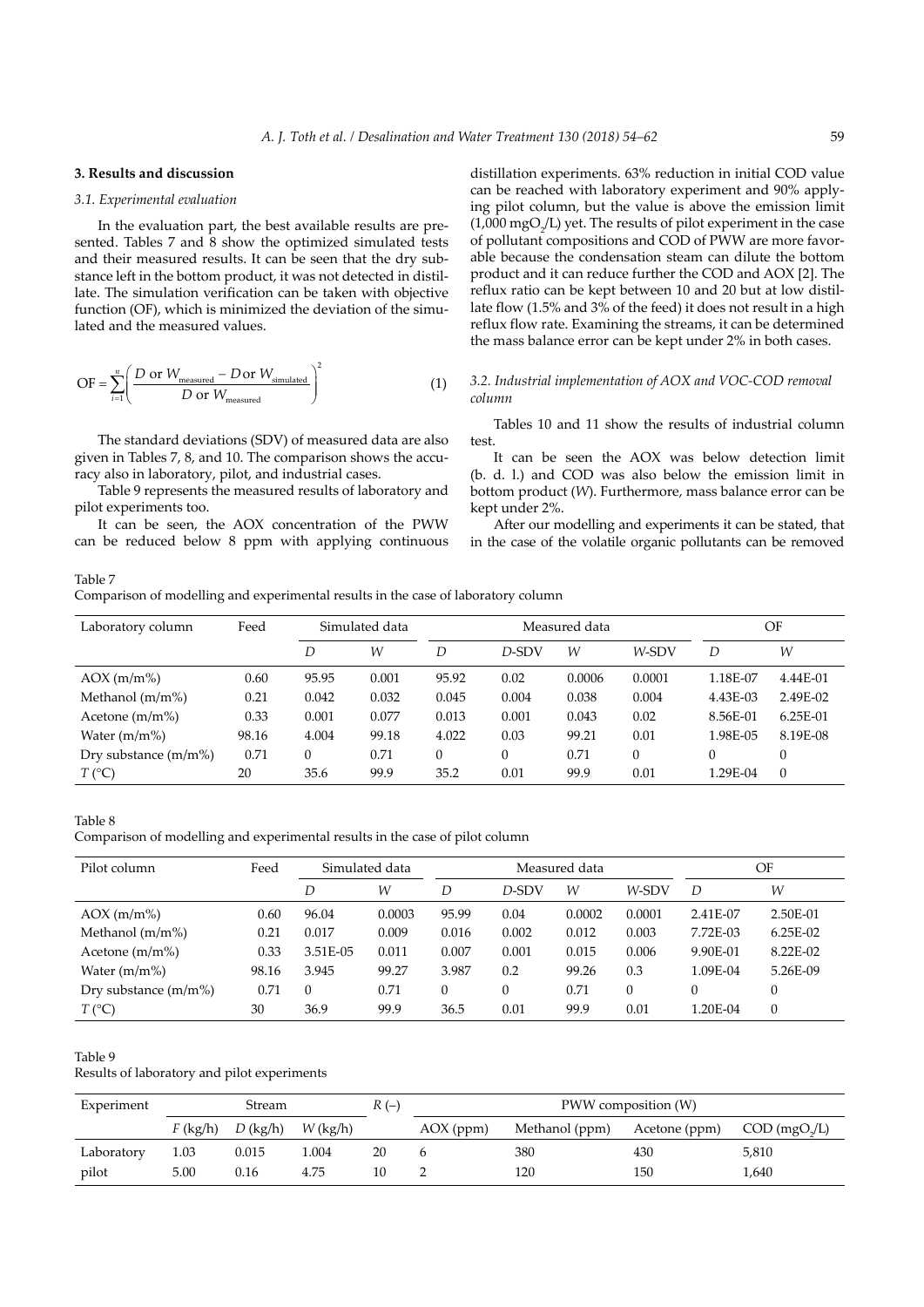## 3. Results and discussion

### 3.1. Experimental evaluation

In the evaluation part, the best available results are presented. Tables 7 and 8 show the optimized simulated tests and their measured results. It can be seen that the dry substance left in the bottom product, it was not detected in distillate. The simulation verification can be taken with objective function (OF), which is minimized the deviation of the simulated and the measured values.

$$\text{OF} = \sum_{i=1}^{n} \left( \frac{D \text{ or } W_{\text{measured}} - D \text{ or } W_{\text{simulated}}}{D \text{ or } W_{\text{measured}}} \right)^2 \quad (1)$$

The standard deviations (SDV) of measured data are also given in Tables 7, 8, and 10. The comparison shows the accuracy also in laboratory, pilot, and industrial cases.

Table 9 represents the measured results of laboratory and pilot experiments too.

It can be seen, the AOX concentration of the PWW can be reduced below 8 ppm with applying continuous distillation experiments. 63% reduction in initial COD value can be reached with laboratory experiment and 90% applying pilot column, but the value is above the emission limit (1,000 $mgO_2/L$) yet. The results of pilot experiment in the case of pollutant compositions and COD of PWW are more favorable because the condensation steam can dilute the bottom product and it can reduce further the COD and AOX [2]. The reflux ratio can be kept between 10 and 20 but at low distillate flow (1.5% and 3% of the feed) it does not result in a high reflux flow rate. Examining the streams, it can be determined the mass balance error can be kept under 2% in both cases.

### 3.2. Industrial implementation of AOX and VOC-COD removal column

Tables 10 and 11 show the results of industrial column test.

It can be seen the AOX was below detection limit (b. d. l.) and COD was also below the emission limit in bottom product (*W*). Furthermore, mass balance error can be kept under 2%.

After our modelling and experiments it can be stated, that in the case of the volatile organic pollutants can be removed

Table 7
Comparison of modelling and experimental results in the case of laboratory column

| Laboratory column | Feed | Simulated data | | Measured data | | | | OF | |
|---|---|---|---|---|---|---|---|---|---|
| | | *D* | *W* | *D* | *D*-SDV | *W* | *W*-SDV | *D* | *W* |
| AOX (m/m%) | 0.60 | 95.95 | 0.001 | 95.92 | 0.02 | 0.0006 | 0.0001 | 1.18E-07 | 4.44E-01 |
| Methanol (m/m%) | 0.21 | 0.042 | 0.032 | 0.045 | 0.004 | 0.038 | 0.004 | 4.43E-03 | 2.49E-02 |
| Acetone (m/m%) | 0.33 | 0.001 | 0.077 | 0.013 | 0.001 | 0.043 | 0.02 | 8.56E-01 | 6.25E-01 |
| Water (m/m%) | 98.16 | 4.004 | 99.18 | 4.022 | 0.03 | 99.21 | 0.01 | 1.98E-05 | 8.19E-08 |
| Dry substance (m/m%) | 0.71 | 0 | 0.71 | 0 | 0 | 0.71 | 0 | 0 | 0 |
| *T* (°C) | 20 | 35.6 | 99.9 | 35.2 | 0.01 | 99.9 | 0.01 | 1.29E-04 | 0 |

Table 8
Comparison of modelling and experimental results in the case of pilot column

| Pilot column | Feed | Simulated data | | Measured data | | | | OF | |
|---|---|---|---|---|---|---|---|---|---|
| | | *D* | *W* | *D* | *D*-SDV | *W* | *W*-SDV | *D* | *W* |
| AOX (m/m%) | 0.60 | 96.04 | 0.0003 | 95.99 | 0.04 | 0.0002 | 0.0001 | 2.41E-07 | 2.50E-01 |
| Methanol (m/m%) | 0.21 | 0.017 | 0.009 | 0.016 | 0.002 | 0.012 | 0.003 | 7.72E-03 | 6.25E-02 |
| Acetone (m/m%) | 0.33 | 3.51E-05 | 0.011 | 0.007 | 0.001 | 0.015 | 0.006 | 9.90E-01 | 8.22E-02 |
| Water (m/m%) | 98.16 | 3.945 | 99.27 | 3.987 | 0.2 | 99.26 | 0.3 | 1.09E-04 | 5.26E-09 |
| Dry substance (m/m%) | 0.71 | 0 | 0.71 | 0 | 0 | 0.71 | 0 | 0 | 0 |
| *T* (°C) | 30 | 36.9 | 99.9 | 36.5 | 0.01 | 99.9 | 0.01 | 1.20E-04 | 0 |

Table 9
Results of laboratory and pilot experiments

| Experiment | Stream | | | *R* (–) | PWW composition (*W*) | | | |
|---|---|---|---|---|---|---|---|---|
| | *F* (kg/h) | *D* (kg/h) | *W* (kg/h) | | AOX (ppm) | Methanol (ppm) | Acetone (ppm) | COD ($mgO_2/L$) |
| Laboratory | 1.03 | 0.015 | 1.004 | 20 | 6 | 380 | 430 | 5,810 |
| pilot | 5.00 | 0.16 | 4.75 | 10 | 2 | 120 | 150 | 1,640 |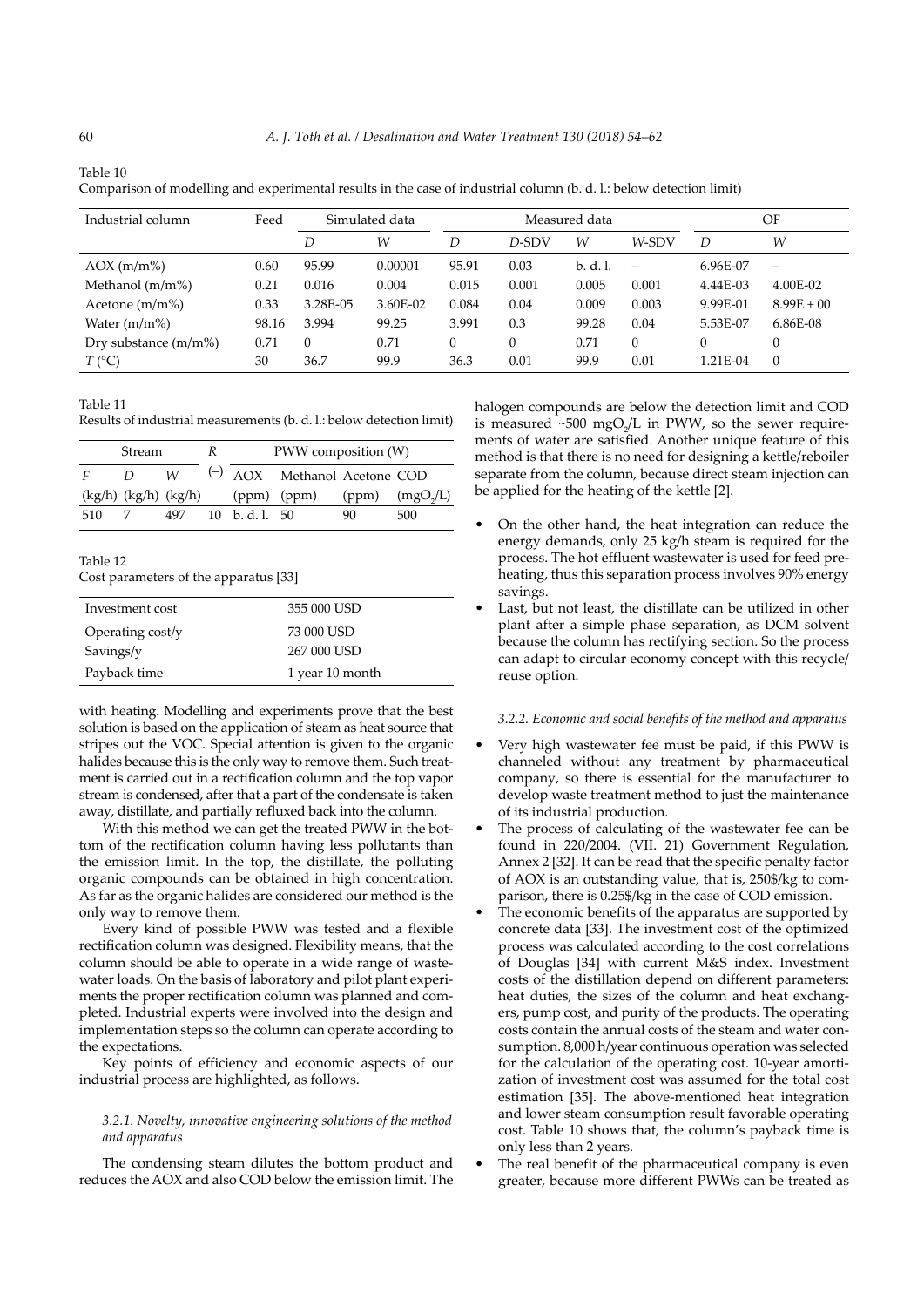Table 10
Comparison of modelling and experimental results in the case of industrial column (b. d. l.: below detection limit)

| Industrial column | Feed | Simulated data | | Measured data | | | | OF | |
|---|---|---|---|---|---|---|---|---|---|
| | | *D* | *W* | *D* | *D*-SDV | *W* | *W*-SDV | *D* | *W* |
| AOX (m/m%) | 0.60 | 95.99 | 0.00001 | 95.91 | 0.03 | b. d. l. | – | 6.96E-07 | – |
| Methanol (m/m%) | 0.21 | 0.016 | 0.004 | 0.015 | 0.001 | 0.005 | 0.001 | 4.44E-03 | 4.00E-02 |
| Acetone (m/m%) | 0.33 | 3.28E-05 | 3.60E-02 | 0.084 | 0.04 | 0.009 | 0.003 | 9.99E-01 | 8.99E + 00 |
| Water (m/m%) | 98.16 | 3.994 | 99.25 | 3.991 | 0.3 | 99.28 | 0.04 | 5.53E-07 | 6.86E-08 |
| Dry substance (m/m%) | 0.71 | 0 | 0.71 | 0 | 0 | 0.71 | 0 | 0 | 0 |
| *T* (°C) | 30 | 36.7 | 99.9 | 36.3 | 0.01 | 99.9 | 0.01 | 1.21E-04 | 0 |

Table 11
Results of industrial measurements (b. d. l.: below detection limit)

| Stream | | | *R* | PWW composition (W) | | | |
|---|---|---|---|---|---|---|---|
| *F* | *D* | *W* | (–) | AOX | Methanol | Acetone | COD |
| (kg/h) | (kg/h) | (kg/h) | | (ppm) | (ppm) | (ppm) | ($mgO_2/L$) |
| 510 | 7 | 497 | 10 | b. d. l. | 50 | 90 | 500 |

Table 12
Cost parameters of the apparatus [33]

| | |
|---|---|
| Investment cost | 355 000 USD |
| Operating cost/y | 73 000 USD |
| Savings/y | 267 000 USD |
| Payback time | 1 year 10 month |

with heating. Modelling and experiments prove that the best solution is based on the application of steam as heat source that stripes out the VOC. Special attention is given to the organic halides because this is the only way to remove them. Such treatment is carried out in a rectification column and the top vapor stream is condensed, after that a part of the condensate is taken away, distillate, and partially refluxed back into the column.

With this method we can get the treated PWW in the bottom of the rectification column having less pollutants than the emission limit. In the top, the distillate, the polluting organic compounds can be obtained in high concentration. As far as the organic halides are considered our method is the only way to remove them.

Every kind of possible PWW was tested and a flexible rectification column was designed. Flexibility means, that the column should be able to operate in a wide range of wastewater loads. On the basis of laboratory and pilot plant experiments the proper rectification column was planned and completed. Industrial experts were involved into the design and implementation steps so the column can operate according to the expectations.

Key points of efficiency and economic aspects of our industrial process are highlighted, as follows.

#### *3.2.1. Novelty, innovative engineering solutions of the method and apparatus*

The condensing steam dilutes the bottom product and reduces the AOX and also COD below the emission limit. The halogen compounds are below the detection limit and COD is measured ~500 $mgO_2/L$ in PWW, so the sewer requirements of water are satisfied. Another unique feature of this method is that there is no need for designing a kettle/reboiler separate from the column, because direct steam injection can be applied for the heating of the kettle [2].

- On the other hand, the heat integration can reduce the energy demands, only 25 kg/h steam is required for the process. The hot effluent wastewater is used for feed preheating, thus this separation process involves 90% energy savings.
- Last, but not least, the distillate can be utilized in other plant after a simple phase separation, as DCM solvent because the column has rectifying section. So the process can adapt to circular economy concept with this recycle/reuse option.

#### *3.2.2. Economic and social benefits of the method and apparatus*

- Very high wastewater fee must be paid, if this PWW is channeled without any treatment by pharmaceutical company, so there is essential for the manufacturer to develop waste treatment method to just the maintenance of its industrial production.
- The process of calculating of the wastewater fee can be found in 220/2004. (VII. 21) Government Regulation, Annex 2 [32]. It can be read that the specific penalty factor of AOX is an outstanding value, that is, 250$/kg to comparison, there is 0.25$/kg in the case of COD emission.
- The economic benefits of the apparatus are supported by concrete data [33]. The investment cost of the optimized process was calculated according to the cost correlations of Douglas [34] with current M&S index. Investment costs of the distillation depend on different parameters: heat duties, the sizes of the column and heat exchangers, pump cost, and purity of the products. The operating costs contain the annual costs of the steam and water consumption. 8,000 h/year continuous operation was selected for the calculation of the operating cost. 10-year amortization of investment cost was assumed for the total cost estimation [35]. The above-mentioned heat integration and lower steam consumption result favorable operating cost. Table 10 shows that, the column's payback time is only less than 2 years.
- The real benefit of the pharmaceutical company is even greater, because more different PWWs can be treated as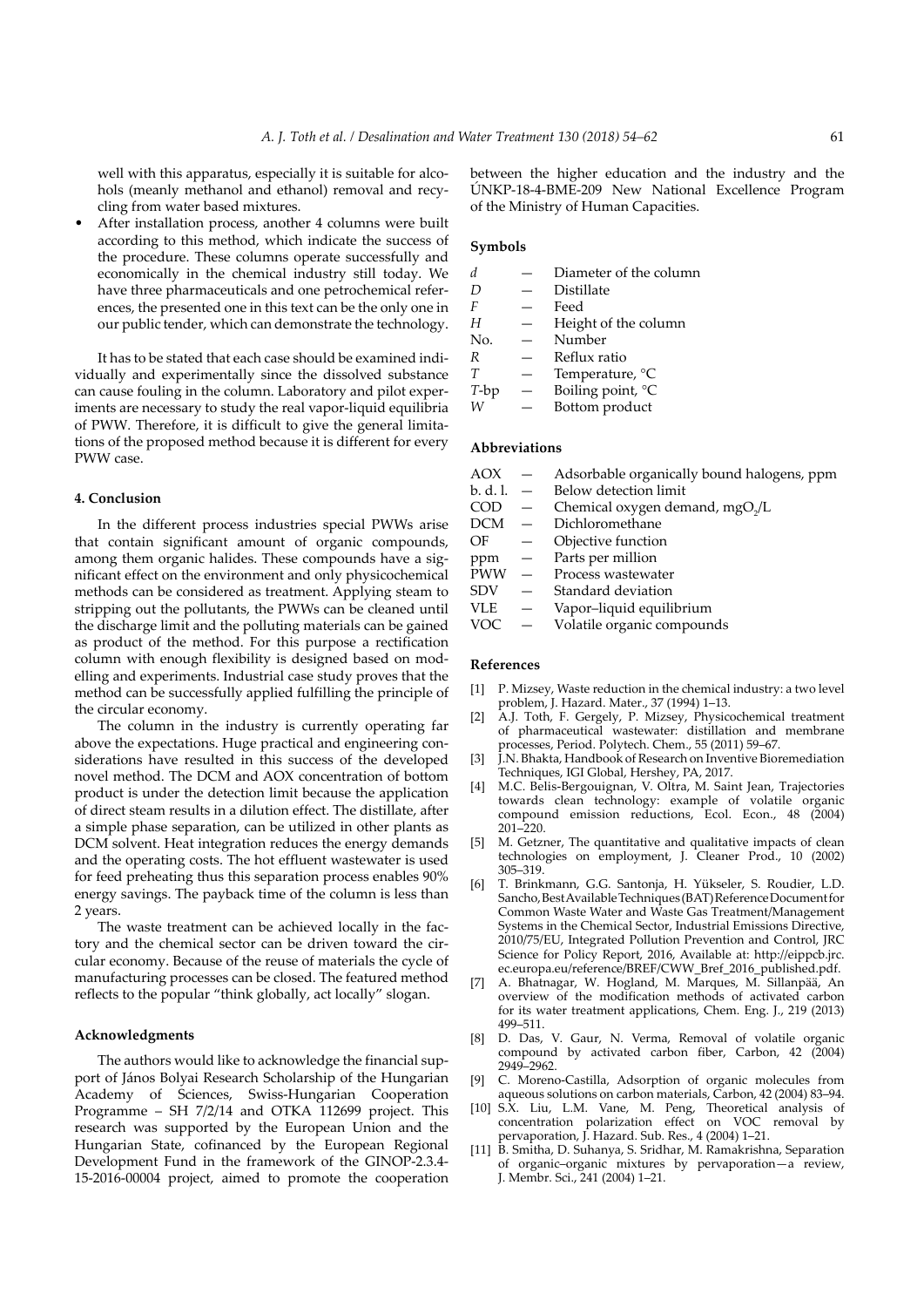well with this apparatus, especially it is suitable for alcohols (meanly methanol and ethanol) removal and recycling from water based mixtures.

- After installation process, another 4 columns were built according to this method, which indicate the success of the procedure. These columns operate successfully and economically in the chemical industry still today. We have three pharmaceuticals and one petrochemical references, the presented one in this text can be the only one in our public tender, which can demonstrate the technology.

It has to be stated that each case should be examined individually and experimentally since the dissolved substance can cause fouling in the column. Laboratory and pilot experiments are necessary to study the real vapor-liquid equilibria of PWW. Therefore, it is difficult to give the general limitations of the proposed method because it is different for every PWW case.

#### 4. Conclusion

In the different process industries special PWWs arise that contain significant amount of organic compounds, among them organic halides. These compounds have a significant effect on the environment and only physicochemical methods can be considered as treatment. Applying steam to stripping out the pollutants, the PWWs can be cleaned until the discharge limit and the polluting materials can be gained as product of the method. For this purpose a rectification column with enough flexibility is designed based on modelling and experiments. Industrial case study proves that the method can be successfully applied fulfilling the principle of the circular economy.

The column in the industry is currently operating far above the expectations. Huge practical and engineering considerations have resulted in this success of the developed novel method. The DCM and AOX concentration of bottom product is under the detection limit because the application of direct steam results in a dilution effect. The distillate, after a simple phase separation, can be utilized in other plants as DCM solvent. Heat integration reduces the energy demands and the operating costs. The hot effluent wastewater is used for feed preheating thus this separation process enables 90% energy savings. The payback time of the column is less than 2 years.

The waste treatment can be achieved locally in the factory and the chemical sector can be driven toward the circular economy. Because of the reuse of materials the cycle of manufacturing processes can be closed. The featured method reflects to the popular "think globally, act locally" slogan.

#### Acknowledgments

The authors would like to acknowledge the financial support of János Bolyai Research Scholarship of the Hungarian Academy of Sciences, Swiss-Hungarian Cooperation Programme – SH 7/2/14 and OTKA 112699 project. This research was supported by the European Union and the Hungarian State, cofinanced by the European Regional Development Fund in the framework of the GINOP-2.3.4-15-2016-00004 project, aimed to promote the cooperation between the higher education and the industry and the ÚNKP-18-4-BME-209 New National Excellence Program of the Ministry of Human Capacities.

#### Symbols

| | | |
|---|---|---|
| $d$ | — | Diameter of the column |
| $D$ | — | Distillate |
| $F$ | — | Feed |
| $H$ | — | Height of the column |
| No. | — | Number |
| $R$ | — | Reflux ratio |
| $T$ | — | Temperature, °C |
| $T$-bp | — | Boiling point, °C |
| $W$ | — | Bottom product |

#### Abbreviations

| | | |
|---|---|---|
| AOX | — | Adsorbable organically bound halogens, ppm |
| b. d. l. | — | Below detection limit |
| COD | — | Chemical oxygen demand, $mgO_2/L$ |
| DCM | — | Dichloromethane |
| OF | — | Objective function |
| ppm | — | Parts per million |
| PWW | — | Process wastewater |
| SDV | — | Standard deviation |
| VLE | — | Vapor–liquid equilibrium |
| VOC | — | Volatile organic compounds |

#### References

[1] P. Mizsey, Waste reduction in the chemical industry: a two level problem, J. Hazard. Mater., 37 (1994) 1–13.

[2] A.J. Toth, F. Gergely, P. Mizsey, Physicochemical treatment of pharmaceutical wastewater: distillation and membrane processes, Period. Polytech. Chem., 55 (2011) 59–67.

[3] J.N. Bhakta, Handbook of Research on Inventive Bioremediation Techniques, IGI Global, Hershey, PA, 2017.

[4] M.C. Belis-Bergouignan, V. Oltra, M. Saint Jean, Trajectories towards clean technology: example of volatile organic compound emission reductions, Ecol. Econ., 48 (2004) 201–220.

[5] M. Getzner, The quantitative and qualitative impacts of clean technologies on employment, J. Cleaner Prod., 10 (2002) 305–319.

[6] T. Brinkmann, G.G. Santonja, H. Yükseler, S. Roudier, L.D. Sancho, Best Available Techniques (BAT) Reference Document for Common Waste Water and Waste Gas Treatment/Management Systems in the Chemical Sector, Industrial Emissions Directive, 2010/75/EU, Integrated Pollution Prevention and Control, JRC Science for Policy Report, 2016, Available at: http://eippcb.jrc.ec.europa.eu/reference/BREF/CWW_Bref_2016_published.pdf.

[7] A. Bhatnagar, W. Hogland, M. Marques, M. Sillanpää, An overview of the modification methods of activated carbon for its water treatment applications, Chem. Eng. J., 219 (2013) 499–511.

[8] D. Das, V. Gaur, N. Verma, Removal of volatile organic compound by activated carbon fiber, Carbon, 42 (2004) 2949–2962.

[9] C. Moreno-Castilla, Adsorption of organic molecules from aqueous solutions on carbon materials, Carbon, 42 (2004) 83–94.

[10] S.X. Liu, L.M. Vane, M. Peng, Theoretical analysis of concentration polarization effect on VOC removal by pervaporation, J. Hazard. Sub. Res., 4 (2004) 1–21.

[11] B. Smitha, D. Suhanya, S. Sridhar, M. Ramakrishna, Separation of organic–organic mixtures by pervaporation—a review, J. Membr. Sci., 241 (2004) 1–21.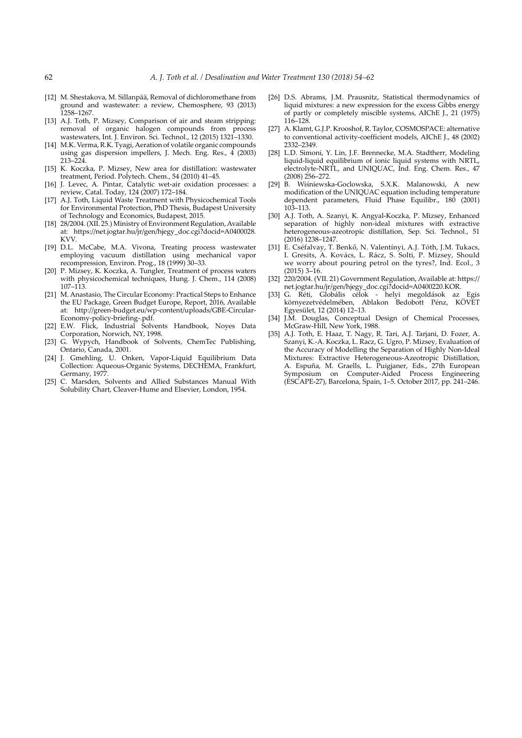[12] M. Shestakova, M. Sillanpää, Removal of dichloromethane from ground and wastewater: a review, Chemosphere, 93 (2013) 1258–1267.

[13] A.J. Toth, P. Mizsey, Comparison of air and steam stripping: removal of organic halogen compounds from process wastewaters, Int. J. Environ. Sci. Technol., 12 (2015) 1321–1330.

[14] M.K. Verma, R.K. Tyagi, Aeration of volatile organic compounds using gas dispersion impellers, J. Mech. Eng. Res., 4 (2003) 213–224.

[15] K. Koczka, P. Mizsey, New area for distillation: wastewater treatment, Period. Polytech. Chem., 54 (2010) 41–45.

[16] J. Levec, A. Pintar, Catalytic wet-air oxidation processes: a review, Catal. Today, 124 (2007) 172–184.

[17] A.J. Toth, Liquid Waste Treatment with Physicochemical Tools for Environmental Protection, PhD Thesis, Budapest University of Technology and Economics, Budapest, 2015.

[18] 28/2004. (XII. 25.) Ministry of Environment Regulation, Available at: https://net.jogtar.hu/jr/gen/hjegy_doc.cgi?docid=A0400028.KVV.

[19] D.L. McCabe, M.A. Vivona, Treating process wastewater employing vacuum distillation using mechanical vapor recompression, Environ. Prog., 18 (1999) 30–33.

[20] P. Mizsey, K. Koczka, A. Tungler, Treatment of process waters with physicochemical techniques, Hung. J. Chem., 114 (2008) 107–113.

[21] M. Anastasio, The Circular Economy: Practical Steps to Enhance the EU Package, Green Budget Europe, Report, 2016, Available at: http://green-budget.eu/wp-content/uploads/GBE-Circular-Economy-policy-briefing-.pdf.

[22] E.W. Flick, Industrial Solvents Handbook, Noyes Data Corporation, Norwich, NY, 1998.

[23] G. Wypych, Handbook of Solvents, ChemTec Publishing, Ontario, Canada, 2001.

[24] J. Gmehling, U. Onken, Vapor-Liquid Equilibrium Data Collection: Aqueous-Organic Systems, DECHEMA, Frankfurt, Germany, 1977.

[25] C. Marsden, Solvents and Allied Substances Manual With Solubility Chart, Cleaver-Hume and Elsevier, London, 1954.

[26] D.S. Abrams, J.M. Prausnitz, Statistical thermodynamics of liquid mixtures: a new expression for the excess Gibbs energy of partly or completely miscible systems, AIChE J., 21 (1975) 116–128.

[27] A. Klamt, G.J.P. Krooshof, R. Taylor, COSMOSPACE: alternative to conventional activity-coefficient models, AIChE J., 48 (2002) 2332–2349.

[28] L.D. Simoni, Y. Lin, J.F. Brennecke, M.A. Stadtherr, Modeling liquid-liquid equilibrium of ionic liquid systems with NRTL, electrolyte-NRTL, and UNIQUAC, Ind. Eng. Chem. Res., 47 (2008) 256–272.

[29] B. Wiśniewska-Goclowska, S.X.K. Malanowski, A new modification of the UNIQUAC equation including temperature dependent parameters, Fluid Phase Equilibr., 180 (2001) 103–113.

[30] A.J. Toth, A. Szanyi, K. Angyal-Koczka, P. Mizsey, Enhanced separation of highly non-ideal mixtures with extractive heterogeneous-azeotropic distillation, Sep. Sci. Technol., 51 (2016) 1238–1247.

[31] E. Cséfalvay, T. Benkő, N. Valentínyi, A.J. Tóth, J.M. Tukacs, I. Gresits, A. Kovács, L. Rácz, S. Solti, P. Mizsey, Should we worry about pouring petrol on the tyres?, Ind. Ecol., 3 (2015) 3–16.

[32] 220/2004. (VII. 21) Government Regulation, Available at: https://net.jogtar.hu/jr/gen/hjegy_doc.cgi?docid=A0400220.KOR.

[33] G. Réti, Globális célok - helyi megoldások az Egis környezetvédelmében, Ablakon Bedobott Pénz, KÖVET Egyesület, 12 (2014) 12–13.

[34] J.M. Douglas, Conceptual Design of Chemical Processes, McGraw-Hill, New York, 1988.

[35] A.J. Toth, E. Haaz, T. Nagy, R. Tari, A.J. Tarjani, D. Fozer, A. Szanyi, K.-A. Koczka, L. Racz, G. Ugro, P. Mizsey, Evaluation of the Accuracy of Modelling the Separation of Highly Non-Ideal Mixtures: Extractive Heterogeneous-Azeotropic Distillation, A. Espuña, M. Graells, L. Puigjaner, Eds., 27th European Symposium on Computer-Aided Process Engineering (ESCAPE-27), Barcelona, Spain, 1–5. October 2017, pp. 241–246.